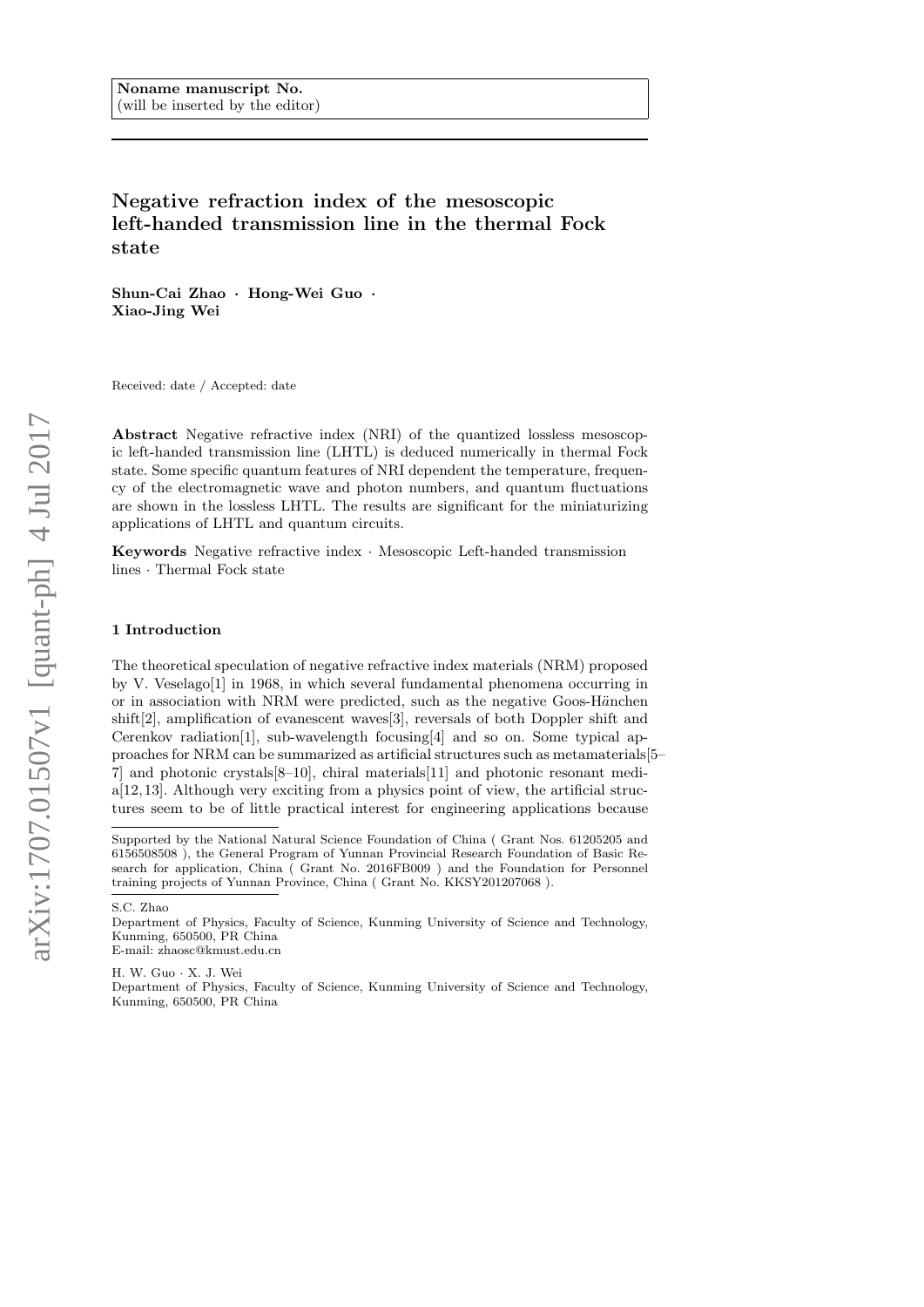Noname manuscript No.
(will be inserted by the editor)

# Negative refraction index of the mesoscopic left-handed transmission line in the thermal Fock state

**Shun-Cai Zhao · Hong-Wei Guo · Xiao-Jing Wei**

Received: date / Accepted: date

**Abstract** Negative refractive index (NRI) of the quantized lossless mesoscopic left-handed transmission line (LHTL) is deduced numerically in thermal Fock state. Some specific quantum features of NRI dependent the temperature, frequency of the electromagnetic wave and photon numbers, and quantum fluctuations are shown in the lossless LHTL. The results are significant for the miniaturizing applications of LHTL and quantum circuits.

**Keywords** Negative refractive index · Mesoscopic Left-handed transmission lines · Thermal Fock state

## 1 Introduction

The theoretical speculation of negative refractive index materials (NRM) proposed by V. Veselago[1] in 1968, in which several fundamental phenomena occurring in or in association with NRM were predicted, such as the negative Goos-Hänchen shift[2], amplification of evanescent waves[3], reversals of both Doppler shift and Cerenkov radiation[1], sub-wavelength focusing[4] and so on. Some typical approaches for NRM can be summarized as artificial structures such as metamaterials[5–7] and photonic crystals[8–10], chiral materials[11] and photonic resonant media[12,13]. Although very exciting from a physics point of view, the artificial structures seem to be of little practical interest for engineering applications because

---

Supported by the National Natural Science Foundation of China ( Grant Nos. 61205205 and 6156508508 ), the General Program of Yunnan Provincial Research Foundation of Basic Research for application, China ( Grant No. 2016FB009 ) and the Foundation for Personnel training projects of Yunnan Province, China ( Grant No. KKSY201207068 ).

S.C. Zhao
Department of Physics, Faculty of Science, Kunming University of Science and Technology, Kunming, 650500, PR China
E-mail: zhaosc@kmust.edu.cn

H. W. Guo · X. J. Wei
Department of Physics, Faculty of Science, Kunming University of Science and Technology, Kunming, 650500, PR China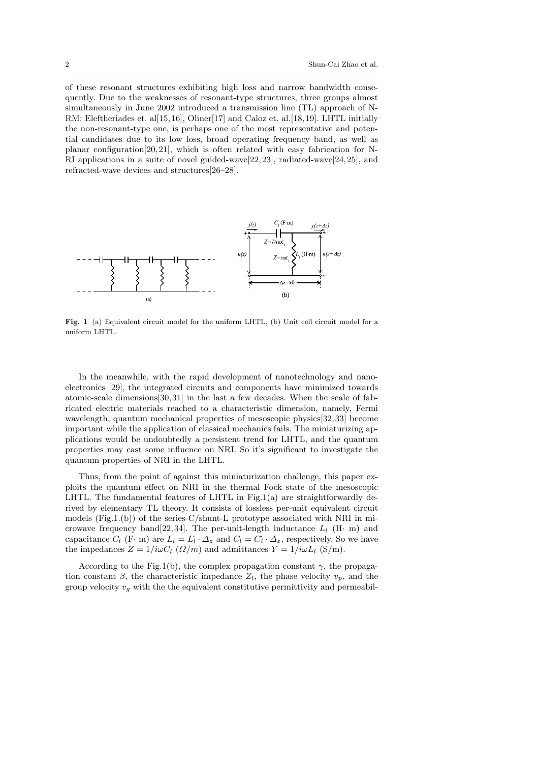of these resonant structures exhibiting high loss and narrow bandwidth consequently. Due to the weaknesses of resonant-type structures, three groups almost simultaneously in June 2002 introduced a transmission line (TL) approach of N-RM: Eleftheriades et. al[15,16], Oliner[17] and Caloz et. al.[18,19]. LHTL initially the non-resonant-type one, is perhaps one of the most representative and potential candidates due to its low loss, broad operating frequency band, as well as planar configuration[20,21], which is often related with easy fabrication for N-RI applications in a suite of novel guided-wave[22,23], radiated-wave[24,25], and refracted-wave devices and structures[26–28].

**Fig. 1** (a) Equivalent circuit model for the uniform LHTL, (b) Unit cell circuit model for a uniform LHTL.

In the meanwhile, with the rapid development of nanotechnology and nanoelectronics [29], the integrated circuits and components have minimized towards atomic-scale dimensions[30,31] in the last a few decades. When the scale of fabricated electric materials reached to a characteristic dimension, namely, Fermi wavelength, quantum mechanical properties of mesoscopic physics[32,33] become important while the application of classical mechanics fails. The miniaturizing applications would be undoubtedly a persistent trend for LHTL, and the quantum properties may cast some influence on NRI. So it's significant to investigate the quantum properties of NRI in the LHTL.

Thus, from the point of against this miniaturization challenge, this paper exploits the quantum effect on NRI in the thermal Fock state of the mesoscopic LHTL. The fundamental features of LHTL in Fig.1(a) are straightforwardly derived by elementary TL theory. It consists of lossless per-unit equivalent circuit models (Fig.1.(b)) of the series-C/shunt-L prototype associated with NRI in microwave frequency band[22,34]. The per-unit-length inductance $L_l$ (H· m) and capacitance $C_l$ (F· m) are $L_l = L_l' \cdot \Delta_z$ and $C_l = C_l' \cdot \Delta_z$, respectively. So we have the impedances $Z = 1/i\omega C_l$ ($\Omega/m$) and admittances $Y = 1/i\omega L_l$ (S/m).

According to the Fig.1(b), the complex propagation constant $\gamma$, the propagation constant $\beta$, the characteristic impedance $Z_l$, the phase velocity $v_p$, and the group velocity $v_g$ with the the equivalent constitutive permittivity and permeabil-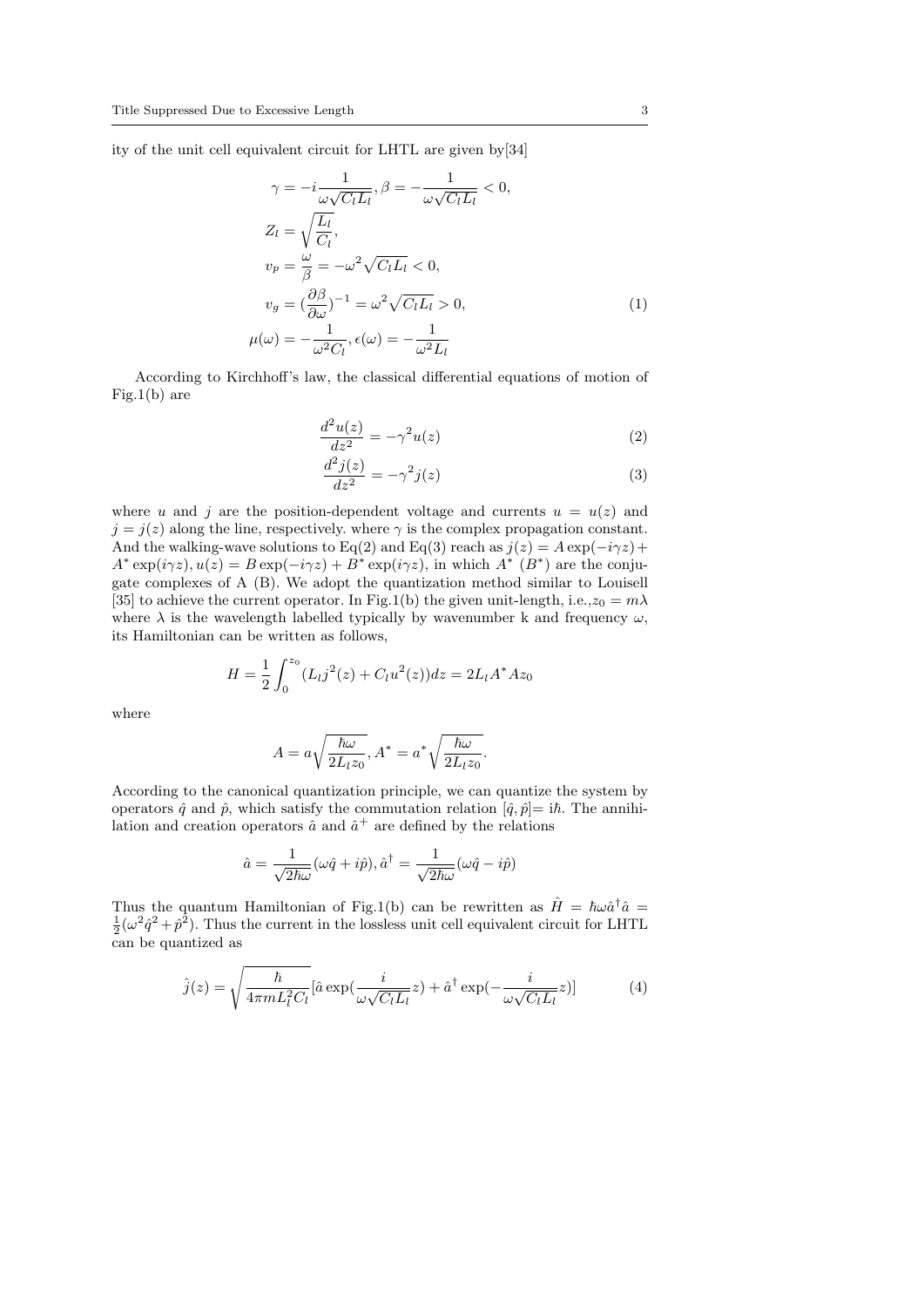ity of the unit cell equivalent circuit for LHTL are given by[34]

$$
\begin{aligned}
\gamma &= -i\frac{1}{\omega\sqrt{C_l L_l}}, \beta = -\frac{1}{\omega\sqrt{C_l L_l}} < 0, \\
Z_l &= \sqrt{\frac{L_l}{C_l}}, \\
v_p &= \frac{\omega}{\beta} = -\omega^2\sqrt{C_l L_l} < 0, \\
v_g &= (\frac{\partial\beta}{\partial\omega})^{-1} = \omega^2\sqrt{C_l L_l} > 0, \\
\mu(\omega) &= -\frac{1}{\omega^2 C_l}, \epsilon(\omega) = -\frac{1}{\omega^2 L_l}
\end{aligned}
\tag{1}
$$

According to Kirchhoff's law, the classical differential equations of motion of Fig.1(b) are

$$
\frac{d^2u(z)}{dz^2} = -\gamma^2 u(z) \tag{2}
$$

$$
\frac{d^2j(z)}{dz^2} = -\gamma^2 j(z) \tag{3}
$$

where $u$ and $j$ are the position-dependent voltage and currents $u = u(z)$ and $j = j(z)$ along the line, respectively. where $\gamma$ is the complex propagation constant. And the walking-wave solutions to Eq(2) and Eq(3) reach as $j(z) = A\exp(-i\gamma z) + A^*\exp(i\gamma z), u(z) = B\exp(-i\gamma z) + B^*\exp(i\gamma z)$, in which $A^*$ ($B^*$) are the conjugate complexes of A (B). We adopt the quantization method similar to Louisell [35] to achieve the current operator. In Fig.1(b) the given unit-length, i.e.,$z_0 = m\lambda$ where $\lambda$ is the wavelength labelled typically by wavenumber k and frequency $\omega$, its Hamiltonian can be written as follows,

$$
H = \frac{1}{2}\int_0^{z_0}(L_l j^2(z) + C_l u^2(z))dz = 2L_l A^* A z_0
$$

where

$$
A = a\sqrt{\frac{\hbar\omega}{2L_l z_0}}, A^* = a^*\sqrt{\frac{\hbar\omega}{2L_l z_0}}.
$$

According to the canonical quantization principle, we can quantize the system by operators $\hat{q}$ and $\hat{p}$, which satisfy the commutation relation $[\hat{q}, \hat{p}]= i\hbar$. The annihilation and creation operators $\hat{a}$ and $\hat{a}^+$ are defined by the relations

$$
\hat{a} = \frac{1}{\sqrt{2\hbar\omega}}(\omega\hat{q} + i\hat{p}), \hat{a}^\dagger = \frac{1}{\sqrt{2\hbar\omega}}(\omega\hat{q} - i\hat{p})
$$

Thus the quantum Hamiltonian of Fig.1(b) can be rewritten as $\hat{H} = \hbar\omega\hat{a}^\dagger\hat{a} = \frac{1}{2}(\omega^2\hat{q}^2 + \hat{p}^2)$. Thus the current in the lossless unit cell equivalent circuit for LHTL can be quantized as

$$
\hat{j}(z) = \sqrt{\frac{\hbar}{4\pi m L_l^2 C_l}}[\hat{a}\exp(\frac{i}{\omega\sqrt{C_l L_l}}z) + \hat{a}^\dagger\exp(-\frac{i}{\omega\sqrt{C_l L_l}}z)] \tag{4}
$$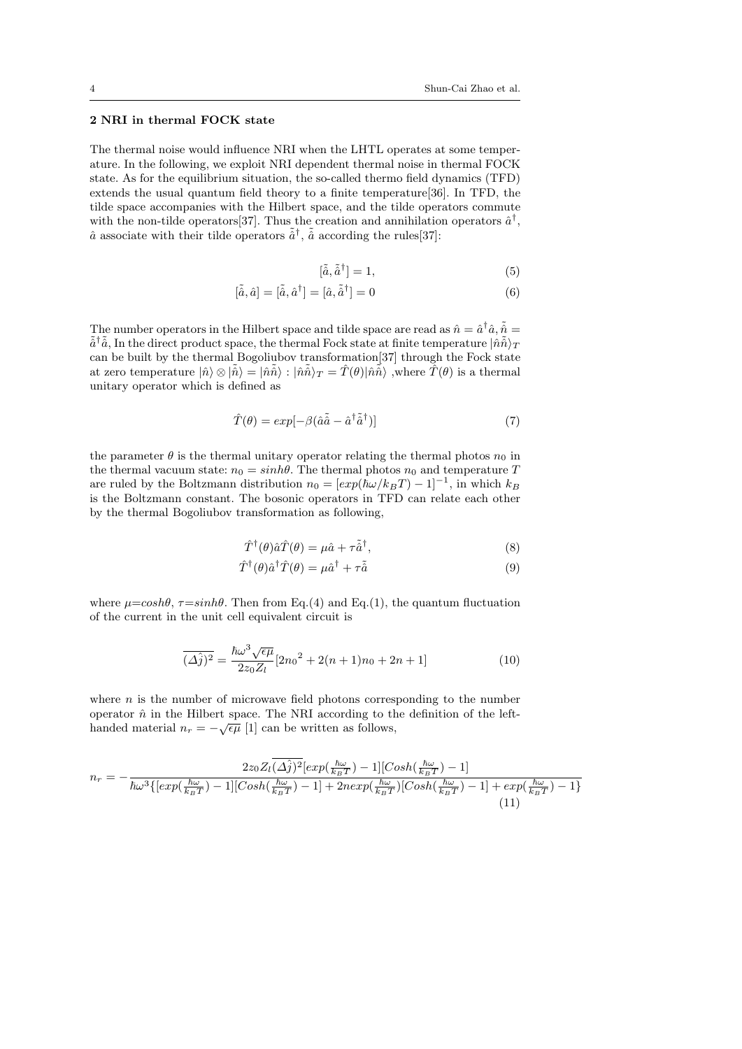## 2 NRI in thermal FOCK state

The thermal noise would influence NRI when the LHTL operates at some temperature. In the following, we exploit NRI dependent thermal noise in thermal FOCK state. As for the equilibrium situation, the so-called thermo field dynamics (TFD) extends the usual quantum field theory to a finite temperature[36]. In TFD, the tilde space accompanies with the Hilbert space, and the tilde operators commute with the non-tilde operators[37]. Thus the creation and annihilation operators $\hat{a}^\dagger$, $\hat{a}$ associate with their tilde operators $\tilde{\hat{a}}^\dagger$, $\tilde{\hat{a}}$ according the rules[37]:

$$[\tilde{\hat{a}}, \tilde{\hat{a}}^\dagger] = 1, \tag{5}$$

$$[\tilde{\hat{a}}, \hat{a}] = [\tilde{\hat{a}}, \hat{a}^\dagger] = [\hat{a}, \tilde{\hat{a}}^\dagger] = 0 \tag{6}$$

The number operators in the Hilbert space and tilde space are read as $\hat{n} = \hat{a}^\dagger \hat{a}, \tilde{\hat{n}} = \tilde{\hat{a}}^\dagger \tilde{\hat{a}}$, In the direct product space, the thermal Fock state at finite temperature $|\hat{n}\tilde{\hat{n}}\rangle_T$ can be built by the thermal Bogoliubov transformation[37] through the Fock state at zero temperature $|\hat{n}\rangle \otimes |\tilde{\hat{n}}\rangle = |\hat{n}\tilde{\hat{n}}\rangle : |\hat{n}\tilde{\hat{n}}\rangle_T = \hat{T}(\theta)|\hat{n}\tilde{\hat{n}}\rangle$ ,where $\hat{T}(\theta)$ is a thermal unitary operator which is defined as

$$\hat{T}(\theta) = exp[-\beta(\hat{a}\tilde{\hat{a}} - \hat{a}^\dagger \tilde{\hat{a}}^\dagger)] \tag{7}$$

the parameter $\theta$ is the thermal unitary operator relating the thermal photos $n_0$ in the thermal vacuum state: $n_0 = sinh\theta$. The thermal photos $n_0$ and temperature $T$ are ruled by the Boltzmann distribution $n_0 = [exp(\hbar\omega/k_B T) - 1]^{-1}$, in which $k_B$ is the Boltzmann constant. The bosonic operators in TFD can relate each other by the thermal Bogoliubov transformation as following,

$$\hat{T}^\dagger(\theta)\hat{a}\hat{T}(\theta) = \mu\hat{a} + \tau\tilde{\hat{a}}^\dagger, \tag{8}$$

$$\hat{T}^\dagger(\theta)\hat{a}^\dagger\hat{T}(\theta) = \mu\hat{a}^\dagger + \tau\tilde{\hat{a}} \tag{9}$$

where $\mu$=$cosh\theta$, $\tau$=$sinh\theta$. Then from Eq.(4) and Eq.(1), the quantum fluctuation of the current in the unit cell equivalent circuit is

$$\overline{(\Delta\hat{j})^2} = \frac{\hbar\omega^3\sqrt{\epsilon\mu}}{2z_0 Z_l}[2{n_0}^2 + 2(n+1)n_0 + 2n + 1] \tag{10}$$

where $n$ is the number of microwave field photons corresponding to the number operator $\hat{n}$ in the Hilbert space. The NRI according to the definition of the left-handed material $n_r = -\sqrt{\epsilon\mu}$ [1] can be written as follows,

$$n_r = -\frac{2z_0 Z_l \overline{(\Delta\hat{j})^2}[exp(\frac{\hbar\omega}{k_B T}) - 1][Cosh(\frac{\hbar\omega}{k_B T}) - 1]}{\hbar\omega^3\{[exp(\frac{\hbar\omega}{k_B T}) - 1][Cosh(\frac{\hbar\omega}{k_B T}) - 1] + 2n exp(\frac{\hbar\omega}{k_B T})[Cosh(\frac{\hbar\omega}{k_B T}) - 1] + exp(\frac{\hbar\omega}{k_B T}) - 1\}} \tag{11}$$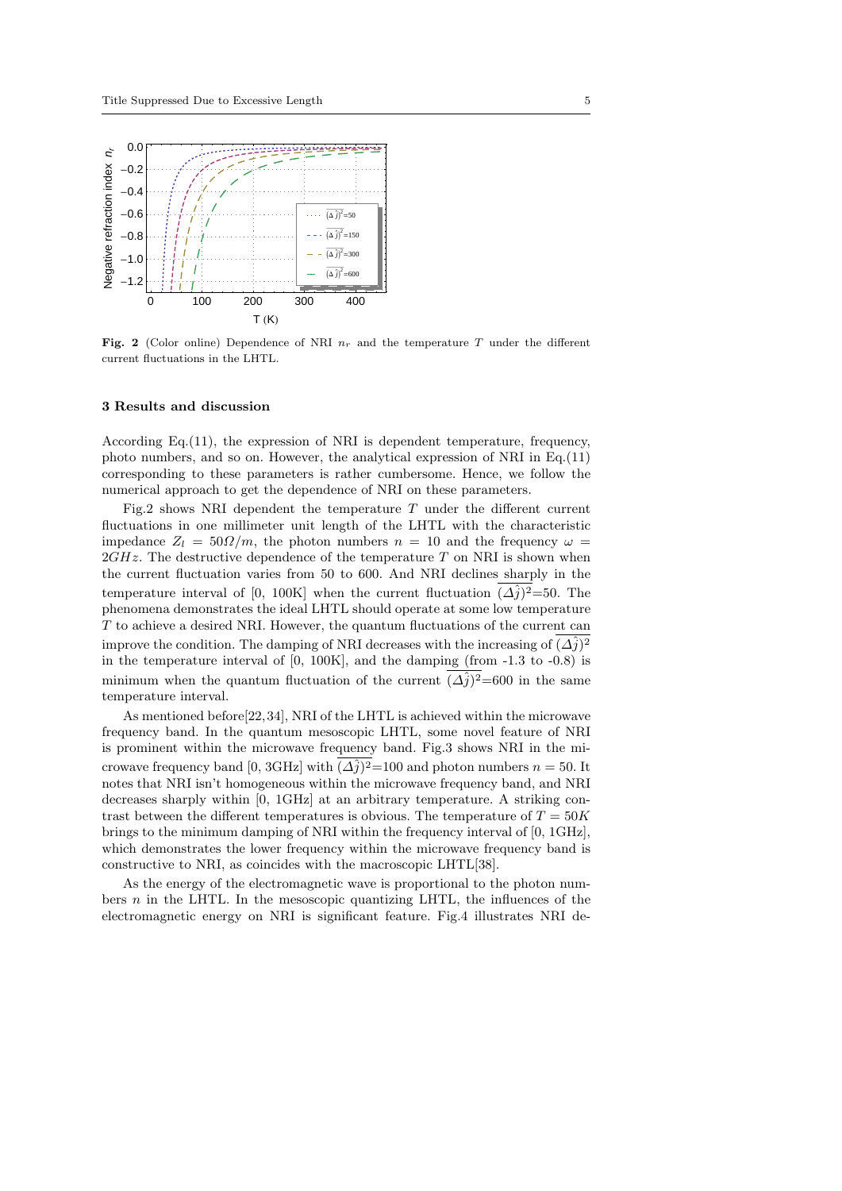**Fig. 2** (Color online) Dependence of NRI $n_r$ and the temperature $T$ under the different current fluctuations in the LHTL.

## 3 Results and discussion

According Eq.(11), the expression of NRI is dependent temperature, frequency, photo numbers, and so on. However, the analytical expression of NRI in Eq.(11) corresponding to these parameters is rather cumbersome. Hence, we follow the numerical approach to get the dependence of NRI on these parameters.

Fig.2 shows NRI dependent the temperature $T$ under the different current fluctuations in one millimeter unit length of the LHTL with the characteristic impedance $Z_l = 50\Omega/m$, the photon numbers $n = 10$ and the frequency $\omega = 2GHz$. The destructive dependence of the temperature $T$ on NRI is shown when the current fluctuation varies from 50 to 600. And NRI declines sharply in the temperature interval of [0, 100K] when the current fluctuation $\overline{(\Delta\hat{j})^2}$=50. The phenomena demonstrates the ideal LHTL should operate at some low temperature $T$ to achieve a desired NRI. However, the quantum fluctuations of the current can improve the condition. The damping of NRI decreases with the increasing of $\overline{(\Delta\hat{j})^2}$ in the temperature interval of [0, 100K], and the damping (from -1.3 to -0.8) is minimum when the quantum fluctuation of the current $\overline{(\Delta\hat{j})^2}$=600 in the same temperature interval.

As mentioned before[22, 34], NRI of the LHTL is achieved within the microwave frequency band. In the quantum mesoscopic LHTL, some novel feature of NRI is prominent within the microwave frequency band. Fig.3 shows NRI in the microwave frequency band [0, 3GHz] with $\overline{(\Delta\hat{j})^2}$=100 and photon numbers $n = 50$. It notes that NRI isn't homogeneous within the microwave frequency band, and NRI decreases sharply within [0, 1GHz] at an arbitrary temperature. A striking contrast between the different temperatures is obvious. The temperature of $T = 50K$ brings to the minimum damping of NRI within the frequency interval of [0, 1GHz], which demonstrates the lower frequency within the microwave frequency band is constructive to NRI, as coincides with the macroscopic LHTL[38].

As the energy of the electromagnetic wave is proportional to the photon numbers $n$ in the LHTL. In the mesoscopic quantizing LHTL, the influences of the electromagnetic energy on NRI is significant feature. Fig.4 illustrates NRI de-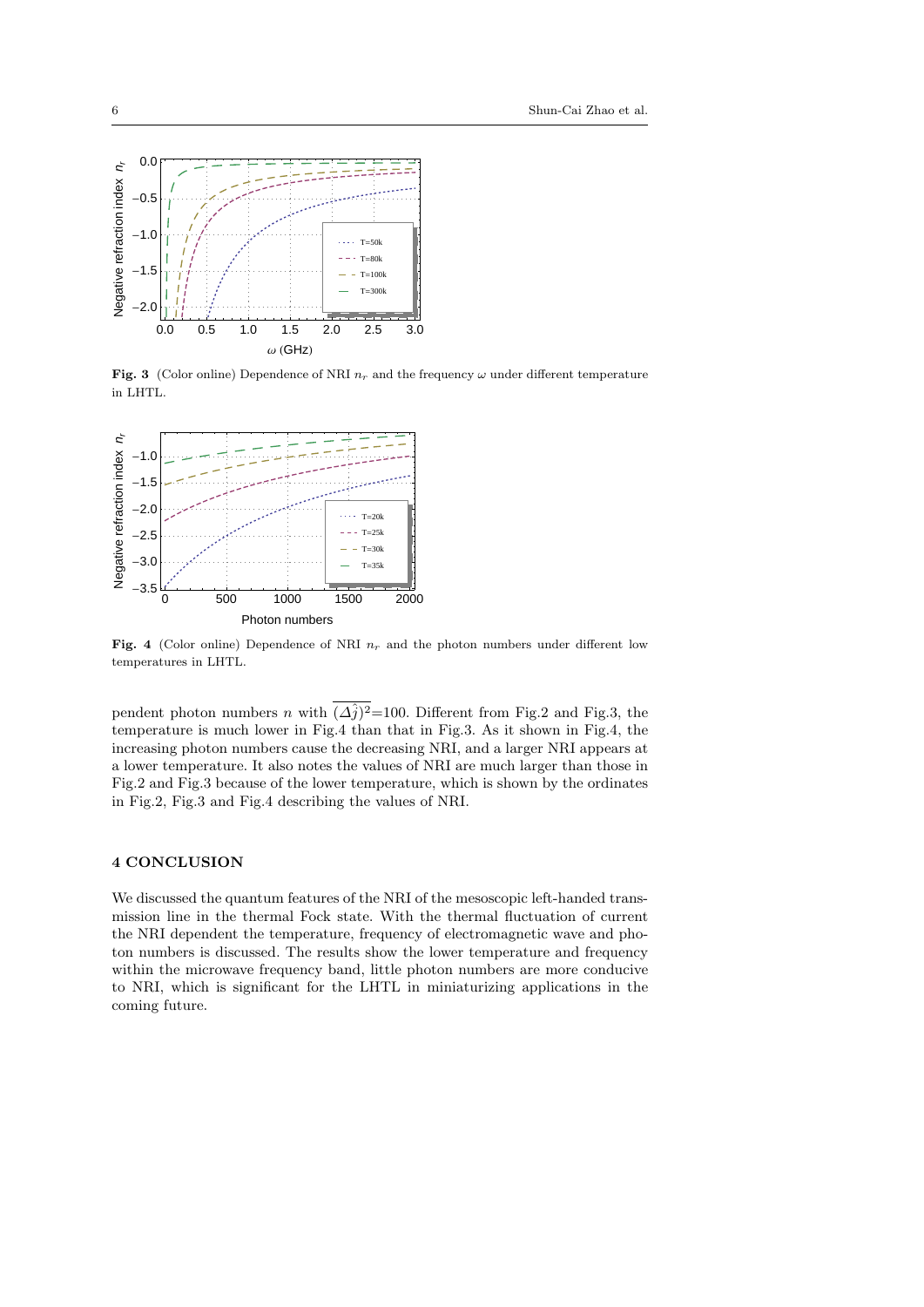**Fig. 3** (Color online) Dependence of NRI $n_r$ and the frequency $\omega$ under different temperature in LHTL.

**Fig. 4** (Color online) Dependence of NRI $n_r$ and the photon numbers under different low temperatures in LHTL.

pendent photon numbers $n$ with $\overline{(\Delta\hat{j})^2}$=100. Different from Fig.2 and Fig.3, the temperature is much lower in Fig.4 than that in Fig.3. As it shown in Fig.4, the increasing photon numbers cause the decreasing NRI, and a larger NRI appears at a lower temperature. It also notes the values of NRI are much larger than those in Fig.2 and Fig.3 because of the lower temperature, which is shown by the ordinates in Fig.2, Fig.3 and Fig.4 describing the values of NRI.

## 4 CONCLUSION

We discussed the quantum features of the NRI of the mesoscopic left-handed transmission line in the thermal Fock state. With the thermal fluctuation of current the NRI dependent the temperature, frequency of electromagnetic wave and photon numbers is discussed. The results show the lower temperature and frequency within the microwave frequency band, little photon numbers are more conducive to NRI, which is significant for the LHTL in miniaturizing applications in the coming future.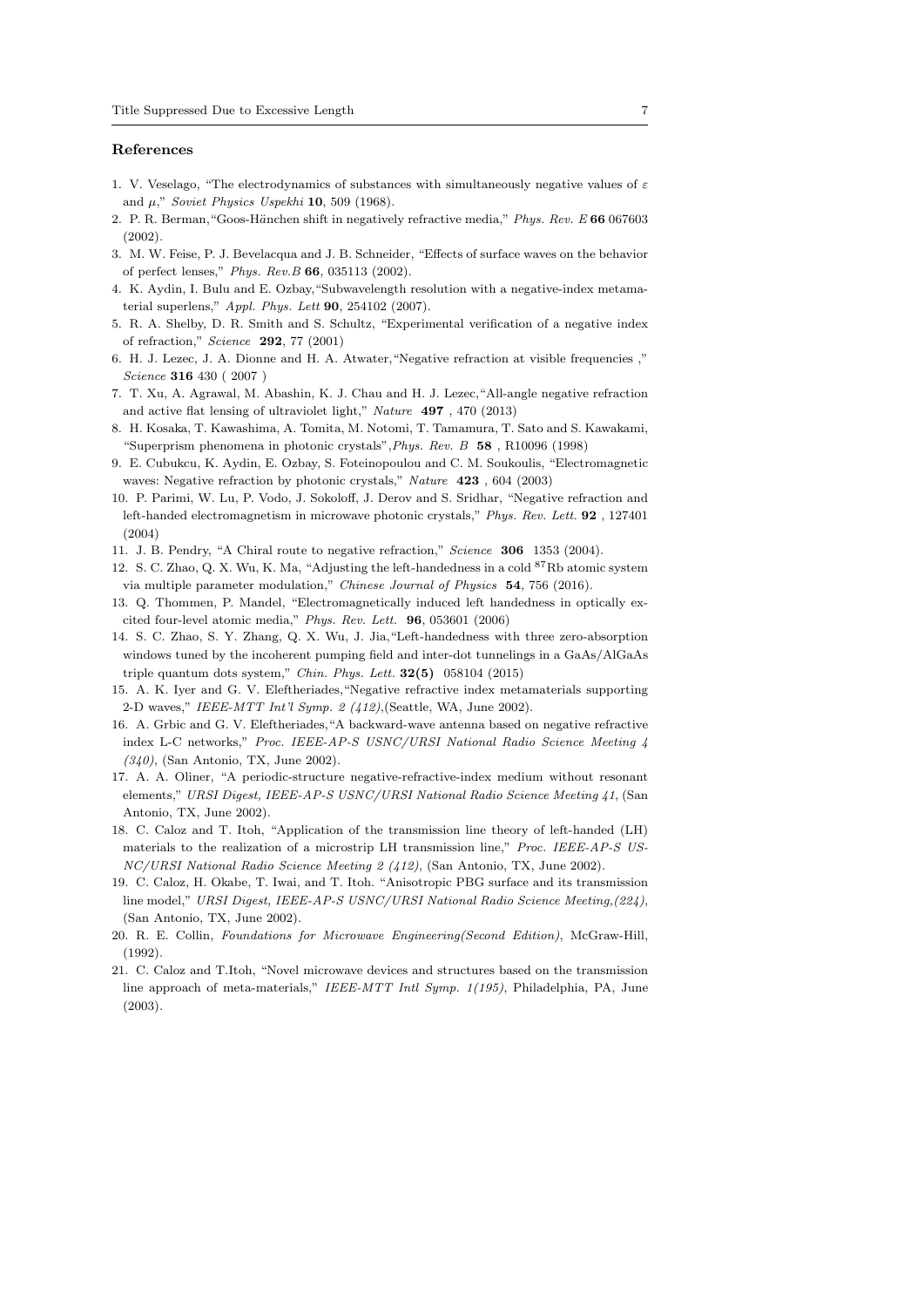## References

1. V. Veselago, "The electrodynamics of substances with simultaneously negative values of $\varepsilon$ and $\mu$," *Soviet Physics Uspekhi* **10**, 509 (1968).
2. P. R. Berman,"Goos-Hänchen shift in negatively refractive media," *Phys. Rev. E* **66** 067603 (2002).
3. M. W. Feise, P. J. Bevelacqua and J. B. Schneider, "Effects of surface waves on the behavior of perfect lenses," *Phys. Rev.B* **66**, 035113 (2002).
4. K. Aydin, I. Bulu and E. Ozbay,"Subwavelength resolution with a negative-index metamaterial superlens," *Appl. Phys. Lett* **90**, 254102 (2007).
5. R. A. Shelby, D. R. Smith and S. Schultz, "Experimental verification of a negative index of refraction," *Science* **292**, 77 (2001)
6. H. J. Lezec, J. A. Dionne and H. A. Atwater,"Negative refraction at visible frequencies ," *Science* **316** 430 ( 2007 )
7. T. Xu, A. Agrawal, M. Abashin, K. J. Chau and H. J. Lezec,"All-angle negative refraction and active flat lensing of ultraviolet light," *Nature* **497** , 470 (2013)
8. H. Kosaka, T. Kawashima, A. Tomita, M. Notomi, T. Tamamura, T. Sato and S. Kawakami, "Superprism phenomena in photonic crystals",*Phys. Rev. B* **58** , R10096 (1998)
9. E. Cubukcu, K. Aydin, E. Ozbay, S. Foteinopoulou and C. M. Soukoulis, "Electromagnetic waves: Negative refraction by photonic crystals," *Nature* **423** , 604 (2003)
10. P. Parimi, W. Lu, P. Vodo, J. Sokoloff, J. Derov and S. Sridhar, "Negative refraction and left-handed electromagnetism in microwave photonic crystals," *Phys. Rev. Lett.* **92** , 127401 (2004)
11. J. B. Pendry, "A Chiral route to negative refraction," *Science* **306** 1353 (2004).
12. S. C. Zhao, Q. X. Wu, K. Ma, "Adjusting the left-handedness in a cold $^{87}$Rb atomic system via multiple parameter modulation," *Chinese Journal of Physics* **54**, 756 (2016).
13. Q. Thommen, P. Mandel, "Electromagnetically induced left handedness in optically excited four-level atomic media," *Phys. Rev. Lett.* **96**, 053601 (2006)
14. S. C. Zhao, S. Y. Zhang, Q. X. Wu, J. Jia,"Left-handedness with three zero-absorption windows tuned by the incoherent pumping field and inter-dot tunnelings in a GaAs/AlGaAs triple quantum dots system," *Chin. Phys. Lett.* **32(5)** 058104 (2015)
15. A. K. Iyer and G. V. Eleftheriades,"Negative refractive index metamaterials supporting 2-D waves," *IEEE-MTT Int'l Symp. 2 (412)*,(Seattle, WA, June 2002).
16. A. Grbic and G. V. Eleftheriades,"A backward-wave antenna based on negative refractive index L-C networks," *Proc. IEEE-AP-S USNC/URSI National Radio Science Meeting 4 (340)*, (San Antonio, TX, June 2002).
17. A. A. Oliner, "A periodic-structure negative-refractive-index medium without resonant elements," *URSI Digest, IEEE-AP-S USNC/URSI National Radio Science Meeting 41*, (San Antonio, TX, June 2002).
18. C. Caloz and T. Itoh, "Application of the transmission line theory of left-handed (LH) materials to the realization of a microstrip LH transmission line," *Proc. IEEE-AP-S USNC/URSI National Radio Science Meeting 2 (412)*, (San Antonio, TX, June 2002).
19. C. Caloz, H. Okabe, T. Iwai, and T. Itoh. "Anisotropic PBG surface and its transmission line model," *URSI Digest, IEEE-AP-S USNC/URSI National Radio Science Meeting,(224)*, (San Antonio, TX, June 2002).
20. R. E. Collin, *Foundations for Microwave Engineering(Second Edition)*, McGraw-Hill, (1992).
21. C. Caloz and T.Itoh, "Novel microwave devices and structures based on the transmission line approach of meta-materials," *IEEE-MTT Intl Symp. 1(195)*, Philadelphia, PA, June (2003).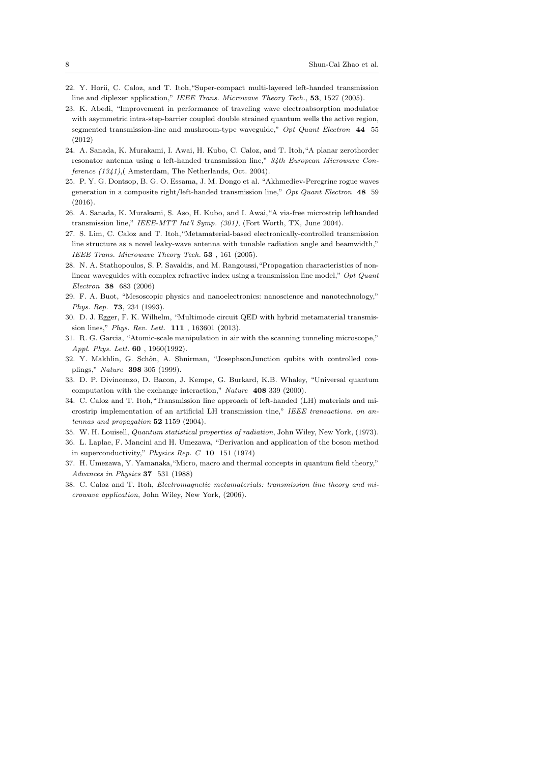22. Y. Horii, C. Caloz, and T. Itoh,"Super-compact multi-layered left-handed transmission line and diplexer application," *IEEE Trans. Microwave Theory Tech.*, **53**, 1527 (2005).
23. K. Abedi, "Improvement in performance of traveling wave electroabsorption modulator with asymmetric intra-step-barrier coupled double strained quantum wells the active region, segmented transmission-line and mushroom-type waveguide," *Opt Quant Electron* **44** 55 (2012)
24. A. Sanada, K. Murakami, I. Awai, H. Kubo, C. Caloz, and T. Itoh,"A planar zerothorder resonator antenna using a left-handed transmission line," *34th European Microwave Conference (1341)*,( Amsterdam, The Netherlands, Oct. 2004).
25. P. Y. G. Dontsop, B. G. O. Essama, J. M. Dongo et al. "Akhmediev-Peregrine rogue waves generation in a composite right/left-handed transmission line," *Opt Quant Electron* **48** 59 (2016).
26. A. Sanada, K. Murakami, S. Aso, H. Kubo, and I. Awai,"A via-free microstrip lefthanded transmission line," *IEEE-MTT Int'l Symp. (301)*, (Fort Worth, TX, June 2004).
27. S. Lim, C. Caloz and T. Itoh,"Metamaterial-based electronically-controlled transmission line structure as a novel leaky-wave antenna with tunable radiation angle and beamwidth," *IEEE Trans. Microwave Theory Tech.* **53** , 161 (2005).
28. N. A. Stathopoulos, S. P. Savaidis, and M. Rangoussi,"Propagation characteristics of nonlinear waveguides with complex refractive index using a transmission line model," *Opt Quant Electron* **38** 683 (2006)
29. F. A. Buot, "Mesoscopic physics and nanoelectronics: nanoscience and nanotechnology," *Phys. Rep.* **73**, 234 (1993).
30. D. J. Egger, F. K. Wilhelm, "Multimode circuit QED with hybrid metamaterial transmission lines," *Phys. Rev. Lett.* **111** , 163601 (2013).
31. R. G. Garcia, "Atomic-scale manipulation in air with the scanning tunneling microscope," *Appl. Phys. Lett.* **60** , 1960(1992).
32. Y. Makhlin, G. Schön, A. Shnirman, "JosephsonJunction qubits with controlled couplings," *Nature* **398** 305 (1999).
33. D. P. Divincenzo, D. Bacon, J. Kempe, G. Burkard, K.B. Whaley, "Universal quantum computation with the exchange interaction," *Nature* **408** 339 (2000).
34. C. Caloz and T. Itoh,"Transmission line approach of left-handed (LH) materials and microstrip implementation of an artificial LH transmission tine," *IEEE transactions. on antennas and propagation* **52** 1159 (2004).
35. W. H. Louisell, *Quantum statistical properties of radiation*, John Wiley, New York, (1973).
36. L. Laplae, F. Mancini and H. Umezawa, "Derivation and application of the boson method in superconductivity," *Physics Rep. C* **10** 151 (1974)
37. H. Umezawa, Y. Yamanaka,"Micro, macro and thermal concepts in quantum field theory," *Advances in Physics* **37** 531 (1988)
38. C. Caloz and T. Itoh, *Electromagnetic metamaterials: transmission line theory and microwave application*, John Wiley, New York, (2006).